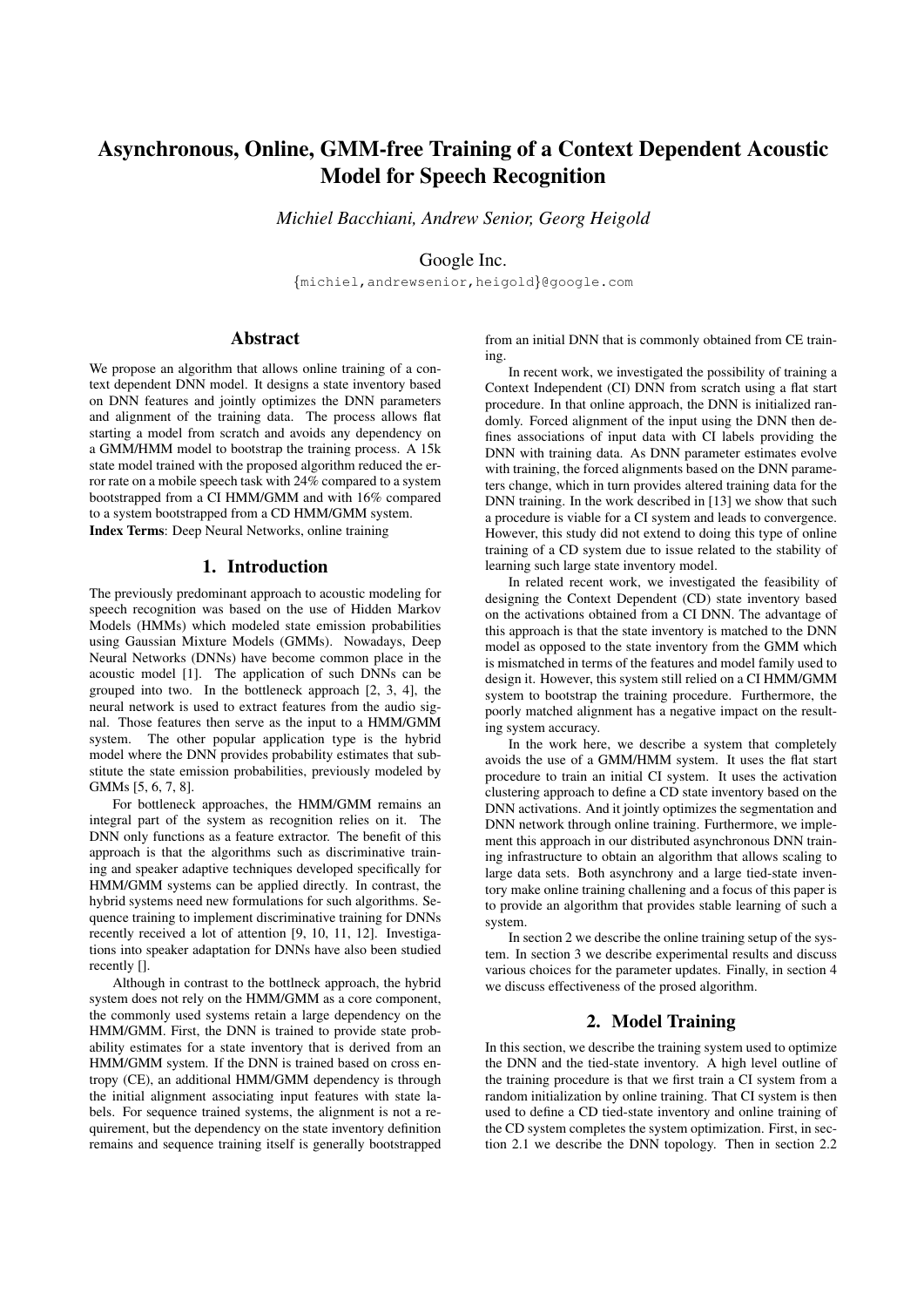# Asynchronous, Online, GMM-free Training of a Context Dependent Acoustic Model for Speech Recognition

*Michiel Bacchiani, Andrew Senior, Georg Heigold*

Google Inc.

{michiel,andrewsenior,heigold}@google.com

## Abstract

We propose an algorithm that allows online training of a context dependent DNN model. It designs a state inventory based on DNN features and jointly optimizes the DNN parameters and alignment of the training data. The process allows flat starting a model from scratch and avoids any dependency on a GMM/HMM model to bootstrap the training process. A 15k state model trained with the proposed algorithm reduced the error rate on a mobile speech task with 24% compared to a system bootstrapped from a CI HMM/GMM and with 16% compared to a system bootstrapped from a CD HMM/GMM system.

**Index Terms**: Deep Neural Networks, online training

## 1. Introduction

The previously predominant approach to acoustic modeling for speech recognition was based on the use of Hidden Markov Models (HMMs) which modeled state emission probabilities using Gaussian Mixture Models (GMMs). Nowadays, Deep Neural Networks (DNNs) have become common place in the acoustic model [1]. The application of such DNNs can be grouped into two. In the bottleneck approach [2, 3, 4], the neural network is used to extract features from the audio signal. Those features then serve as the input to a HMM/GMM system. The other popular application type is the hybrid model where the DNN provides probability estimates that substitute the state emission probabilities, previously modeled by GMMs [5, 6, 7, 8].

For bottleneck approaches, the HMM/GMM remains an integral part of the system as recognition relies on it. The DNN only functions as a feature extractor. The benefit of this approach is that the algorithms such as discriminative training and speaker adaptive techniques developed specifically for HMM/GMM systems can be applied directly. In contrast, the hybrid systems need new formulations for such algorithms. Sequence training to implement discriminative training for DNNs recently received a lot of attention [9, 10, 11, 12]. Investigations into speaker adaptation for DNNs have also been studied recently [].

Although in contrast to the bottlneck approach, the hybrid system does not rely on the HMM/GMM as a core component, the commonly used systems retain a large dependency on the HMM/GMM. First, the DNN is trained to provide state probability estimates for a state inventory that is derived from an HMM/GMM system. If the DNN is trained based on cross entropy (CE), an additional HMM/GMM dependency is through the initial alignment associating input features with state labels. For sequence trained systems, the alignment is not a requirement, but the dependency on the state inventory definition remains and sequence training itself is generally bootstrapped from an initial DNN that is commonly obtained from CE training.

In recent work, we investigated the possibility of training a Context Independent (CI) DNN from scratch using a flat start procedure. In that online approach, the DNN is initialized randomly. Forced alignment of the input using the DNN then defines associations of input data with CI labels providing the DNN with training data. As DNN parameter estimates evolve with training, the forced alignments based on the DNN parameters change, which in turn provides altered training data for the DNN training. In the work described in [13] we show that such a procedure is viable for a CI system and leads to convergence. However, this study did not extend to doing this type of online training of a CD system due to issue related to the stability of learning such large state inventory model.

In related recent work, we investigated the feasibility of designing the Context Dependent (CD) state inventory based on the activations obtained from a CI DNN. The advantage of this approach is that the state inventory is matched to the DNN model as opposed to the state inventory from the GMM which is mismatched in terms of the features and model family used to design it. However, this system still relied on a CI HMM/GMM system to bootstrap the training procedure. Furthermore, the poorly matched alignment has a negative impact on the resulting system accuracy.

In the work here, we describe a system that completely avoids the use of a GMM/HMM system. It uses the flat start procedure to train an initial CI system. It uses the activation clustering approach to define a CD state inventory based on the DNN activations. And it jointly optimizes the segmentation and DNN network through online training. Furthermore, we implement this approach in our distributed asynchronous DNN training infrastructure to obtain an algorithm that allows scaling to large data sets. Both asynchrony and a large tied-state inventory make online training challenging and a focus of this paper is to provide an algorithm that provides stable learning of such a system.

In section 2 we describe the online training setup of the system. In section 3 we describe experimental results and discuss various choices for the parameter updates. Finally, in section 4 we discuss effectiveness of the prosed algorithm.

## 2. Model Training

In this section, we describe the training system used to optimize the DNN and the tied-state inventory. A high level outline of the training procedure is that we first train a CI system from a random initialization by online training. That CI system is then used to define a CD tied-state inventory and online training of the CD system completes the system optimization. First, in section 2.1 we describe the DNN topology. Then in section 2.2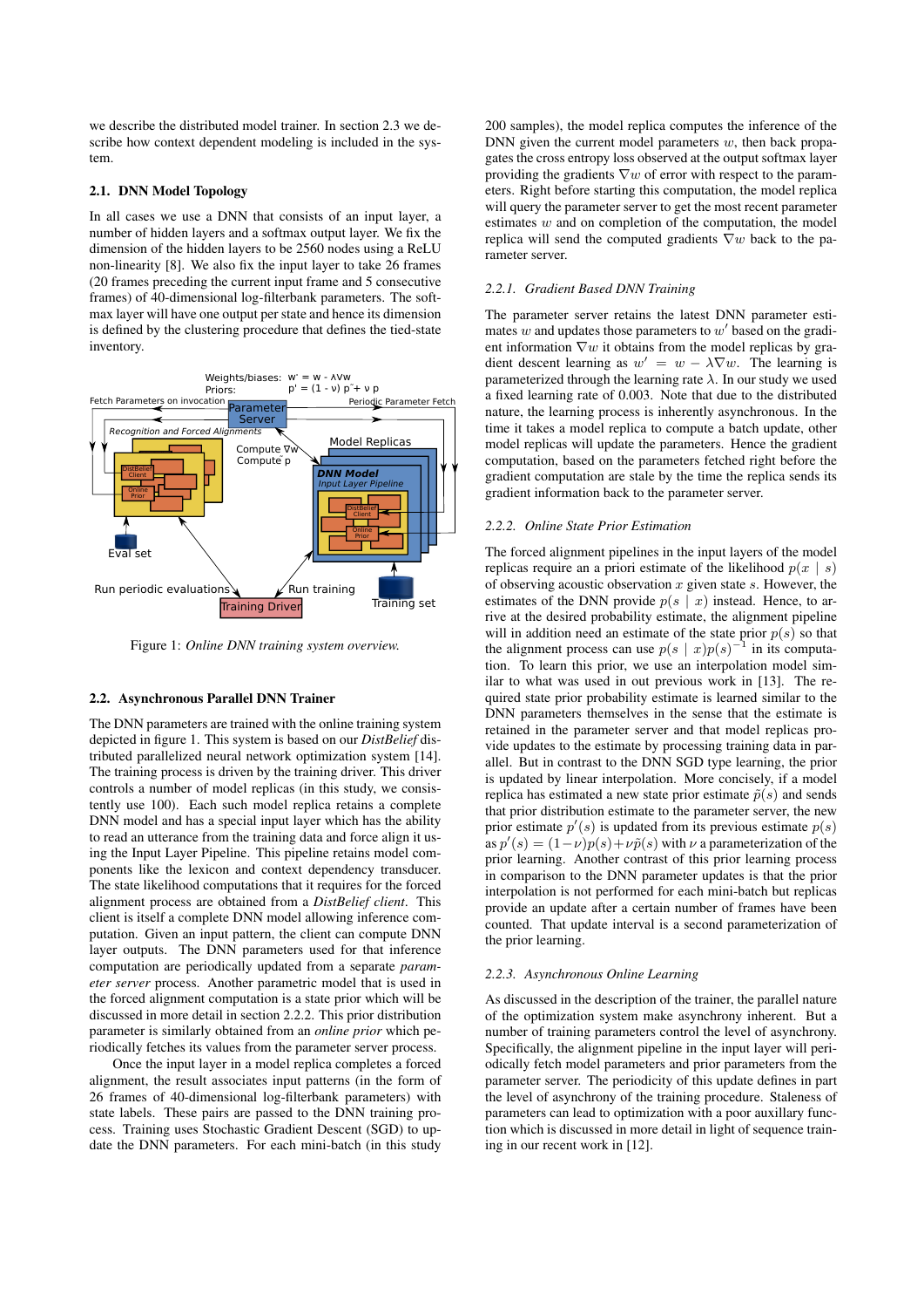we describe the distributed model trainer. In section 2.3 we describe how context dependent modeling is included in the system.

### 2.1. DNN Model Topology

In all cases we use a DNN that consists of an input layer, a number of hidden layers and a softmax output layer. We fix the dimension of the hidden layers to be 2560 nodes using a ReLU non-linearity [8]. We also fix the input layer to take 26 frames (20 frames preceding the current input frame and 5 consecutive frames) of 40-dimensional log-filterbank parameters. The softmax layer will have one output per state and hence its dimension is defined by the clustering procedure that defines the tied-state inventory.

Figure 1: *Online DNN training system overview.*

### 2.2. Asynchronous Parallel DNN Trainer

The DNN parameters are trained with the online training system depicted in figure 1. This system is based on our *DistBelief* distributed parallelized neural network optimization system [14]. The training process is driven by the training driver. This driver controls a number of model replicas (in this study, we consistently use 100). Each such model replica retains a complete DNN model and has a special input layer which has the ability to read an utterance from the training data and force align it using the Input Layer Pipeline. This pipeline retains model components like the lexicon and context dependency transducer. The state likelihood computations that it requires for the forced alignment process are obtained from a *DistBelief client*. This client is itself a complete DNN model allowing inference computation. Given an input pattern, the client can compute DNN layer outputs. The DNN parameters used for that inference computation are periodically updated from a separate *parameter server* process. Another parametric model that is used in the forced alignment computation is a state prior which will be discussed in more detail in section 2.2.2. This prior distribution parameter is similarly obtained from an *online prior* which periodically fetches its values from the parameter server process.

Once the input layer in a model replica completes a forced alignment, the result associates input patterns (in the form of 26 frames of 40-dimensional log-filterbank parameters) with state labels. These pairs are passed to the DNN training process. Training uses Stochastic Gradient Descent (SGD) to update the DNN parameters. For each mini-batch (in this study 200 samples), the model replica computes the inference of the DNN given the current model parameters $w$, then back propagates the cross entropy loss observed at the output softmax layer providing the gradients $\nabla w$ of error with respect to the parameters. Right before starting this computation, the model replica will query the parameter server to get the most recent parameter estimates $w$ and on completion of the computation, the model replica will send the computed gradients $\nabla w$ back to the parameter server.

#### 2.2.1. Gradient Based DNN Training

The parameter server retains the latest DNN parameter estimates $w$ and updates those parameters to $w'$ based on the gradient information $\nabla w$ it obtains from the model replicas by gradient descent learning as $w' = w - \lambda \nabla w$. The learning is parameterized through the learning rate $\lambda$. In our study we used a fixed learning rate of 0.003. Note that due to the distributed nature, the learning process is inherently asynchronous. In the time it takes a model replica to compute a batch update, other model replicas will update the parameters. Hence the gradient computation, based on the parameters fetched right before the computation, are stale by the time the replica sends its gradient information back to the parameter server.

#### 2.2.2. Online State Prior Estimation

The forced alignment pipelines in the input layers of the model replicas require an a priori estimate of the likelihood $p(x \mid s)$ of observing acoustic observation $x$ given state $s$. However, the estimates of the DNN provide $p(s \mid x)$ instead. Hence, to arrive at the desired probability estimate, the alignment pipeline will in addition need an estimate of the state prior $p(s)$ so that the alignment process can use $p(s \mid x)p(s)^{-1}$ in its computation. To learn this prior, we use an interpolation model similar to what was used in out previous work in [13]. The required state prior probability estimate is learned similar to the DNN parameters themselves in the sense that the estimate is retained in the parameter server and that model replicas provide updates to the estimate by processing training data in parallel. But in contrast to the DNN SGD type learning, the prior is updated by linear interpolation. More concisely, if a model replica has estimated a new state prior estimate $\tilde{p}(s)$ and sends that prior distribution estimate to the parameter server, the new prior estimate $p'(s)$ is updated from its previous estimate $p(s)$ as $p'(s) = (1-\nu)p(s) + \nu\tilde{p}(s)$ with $\nu$ a parameterization of the prior learning. Another contrast of this prior learning process in comparison to the DNN parameter updates is that the prior interpolation is not performed for each mini-batch but replicas provide an update after a certain number of frames have been counted. That update interval is a second parameterization of the prior learning.

#### 2.2.3. Asynchronous Online Learning

As discussed in the description of the trainer, the parallel nature of the optimization system make asynchrony inherent. But a number of training parameters control the level of asynchrony. Specifically, the alignment pipeline in the input layer will periodically fetch model parameters and prior parameters from the parameter server. The periodicity of this update defines in part the level of asynchrony of the training procedure. Staleness of parameters can lead to optimization with a poor auxillary function which is discussed in more detail in light of sequence training in our recent work in [12].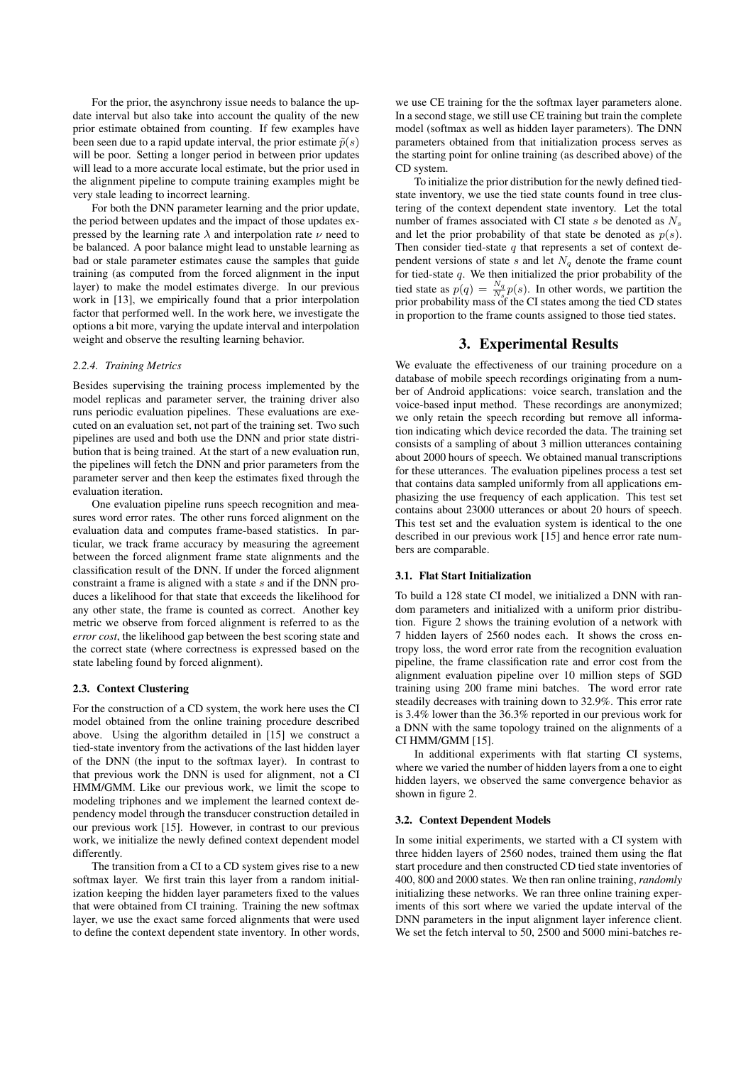For the prior, the asynchrony issue needs to balance the update interval but also take into account the quality of the new prior estimate obtained from counting. If few examples have been seen due to a rapid update interval, the prior estimate $\tilde{p}(s)$ will be poor. Setting a longer period in between prior updates will lead to a more accurate local estimate, but the prior used in the alignment pipeline to compute training examples might be very stale leading to incorrect learning.

For both the DNN parameter learning and the prior update, the period between updates and the impact of those updates expressed by the learning rate $\lambda$ and interpolation rate $\nu$ need to be balanced. A poor balance might lead to unstable learning as bad or stale parameter estimates cause the samples that guide training (as computed from the forced alignment in the input layer) to make the model estimates diverge. In our previous work in [13], we empirically found that a prior interpolation factor that performed well. In the work here, we investigate the options a bit more, varying the update interval and interpolation weight and observe the resulting learning behavior.

#### *2.2.4. Training Metrics*

Besides supervising the training process implemented by the model replicas and parameter server, the training driver also runs periodic evaluation pipelines. These evaluations are executed on an evaluation set, not part of the training set. Two such pipelines are used and both use the DNN and prior state distribution that is being trained. At the start of a new evaluation run, the pipelines will fetch the DNN and prior parameters from the parameter server and then keep the estimates fixed through the evaluation iteration.

One evaluation pipeline runs speech recognition and measures word error rates. The other runs forced alignment on the evaluation data and computes frame-based statistics. In particular, we track frame accuracy by measuring the agreement between the forced alignment frame state alignments and the classification result of the DNN. If under the forced alignment constraint a frame is aligned with a state $s$ and if the DNN produces a likelihood for that state that exceeds the likelihood for any other state, the frame is counted as correct. Another key metric we observe from forced alignment is referred to as the *error cost*, the likelihood gap between the best scoring state and the correct state (where correctness is expressed based on the state labeling found by forced alignment).

### 2.3. Context Clustering

For the construction of a CD system, the work here uses the CI model obtained from the online training procedure described above. Using the algorithm detailed in [15] we construct a tied-state inventory from the activations of the last hidden layer of the DNN (the input to the softmax layer). In contrast to that previous work the DNN is used for alignment, not a CI HMM/GMM. Like our previous work, we limit the scope to modeling triphones and we implement the learned context dependency model through the transducer construction detailed in our previous work [15]. However, in contrast to our previous work, we initialize the newly defined context dependent model differently.

The transition from a CI to a CD system gives rise to a new softmax layer. We first train this layer from a random initialization keeping the hidden layer parameters fixed to the values that were obtained from CI training. Training the new softmax layer, we use the exact same forced alignments that were used to define the context dependent state inventory. In other words, we use CE training for the the softmax layer parameters alone. In a second stage, we still use CE training but train the complete model (softmax as well as hidden layer parameters). The DNN parameters obtained from that initialization process serves as the starting point for online training (as described above) of the CD system.

To initialize the prior distribution for the newly defined tied-state inventory, we use the tied state counts found in tree clustering of the context dependent state inventory. Let the total number of frames associated with CI state $s$ be denoted as $N_s$ and let the prior probability of that state be denoted as $p(s)$. Then consider tied-state $q$ that represents a set of context dependent versions of state $s$ and let $N_q$ denote the frame count for tied-state $q$. We then initialized the prior probability of the tied state as $p(q) = \frac{N_q}{N_s} p(s)$. In other words, we partition the prior probability mass of the CI states among the tied CD states in proportion to the frame counts assigned to those tied states.

## 3. Experimental Results

We evaluate the effectiveness of our training procedure on a database of mobile speech recordings originating from a number of Android applications: voice search, translation and the voice-based input method. These recordings are anonymized; we only retain the speech recording but remove all information indicating which device recorded the data. The training set consists of a sampling of about 3 million utterances containing about 2000 hours of speech. We obtained manual transcriptions for these utterances. The evaluation pipelines process a test set that contains data sampled uniformly from all applications emphasizing the use frequency of each application. This test set contains about 23000 utterances or about 20 hours of speech. This test set and the evaluation system is identical to the one described in our previous work [15] and hence error rate numbers are comparable.

### 3.1. Flat Start Initialization

To build a 128 state CI model, we initialized a DNN with random parameters and initialized with a uniform prior distribution. Figure 2 shows the training evolution of a network with 7 hidden layers of 2560 nodes each. It shows the cross entropy loss, the word error rate from the recognition evaluation pipeline, the frame classification rate and error cost from the alignment evaluation pipeline over 10 million steps of SGD training using 200 frame mini batches. The word error rate steadily decreases with training down to 32.9%. This error rate is 3.4% lower than the 36.3% reported in our previous work for a DNN with the same topology trained on the alignments of a CI HMM/GMM [15].

In additional experiments with flat starting CI systems, where we varied the number of hidden layers from a one to eight hidden layers, we observed the same convergence behavior as shown in figure 2.

### 3.2. Context Dependent Models

In some initial experiments, we started with a CI system with three hidden layers of 2560 nodes, trained them using the flat start procedure and then constructed CD tied state inventories of 400, 800 and 2000 states. We then ran online training, *randomly* initializing these networks. We ran three online training experiments of this sort where we varied the update interval of the DNN parameters in the input alignment layer inference client. We set the fetch interval to 50, 2500 and 5000 mini-batches re-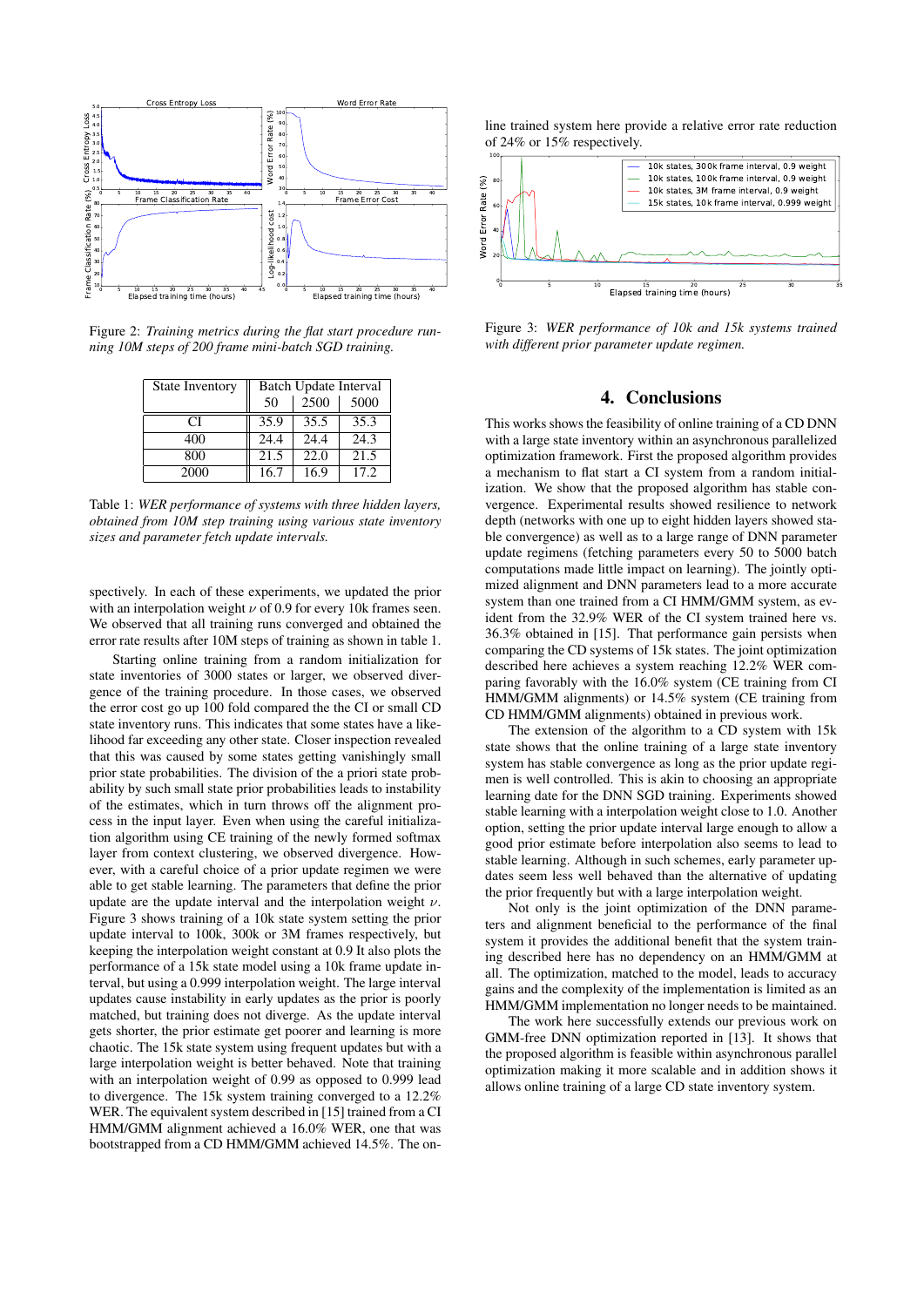Figure 2: *Training metrics during the flat start procedure running 10M steps of 200 frame mini-batch SGD training.*

| State Inventory | Batch Update Interval | | |
|---|---|---|---|
| | 50 | 2500 | 5000 |
| CI | 35.9 | 35.5 | 35.3 |
| 400 | 24.4 | 24.4 | 24.3 |
| 800 | 21.5 | 22.0 | 21.5 |
| 2000 | 16.7 | 16.9 | 17.2 |

Table 1: *WER performance of systems with three hidden layers, obtained from 10M step training using various state inventory sizes and parameter fetch update intervals.*

spectively. In each of these experiments, we updated the prior with an interpolation weight $\nu$ of 0.9 for every 10k frames seen. We observed that all training runs converged and obtained the error rate results after 10M steps of training as shown in table 1.

Starting online training from a random initialization for state inventories of 3000 states or larger, we observed divergence of the training procedure. In those cases, we observed the error cost go up 100 fold compared the the CI or small CD state inventory runs. This indicates that some states have a likelihood far exceeding any other state. Closer inspection revealed that this was caused by some states getting vanishingly small prior state probabilities. The division of the a priori state probability by such small state prior probabilities leads to instability of the estimates, which in turn throws off the alignment process in the input layer. Even when using the careful initialization algorithm using CE training of the newly formed softmax layer from context clustering, we observed divergence. However, with a careful choice of a prior update regimen we were able to get stable learning. The parameters that define the prior update are the update interval and the interpolation weight $\nu$. Figure 3 shows training of a 10k state system setting the prior update interval to 100k, 300k or 3M frames respectively, but keeping the interpolation weight constant at 0.9 It also plots the performance of a 15k state model using a 10k frame update interval, but using a 0.999 interpolation weight. The large interval updates cause instability in early updates as the prior is poorly matched, but training does not diverge. As the update interval gets shorter, the prior estimate get poorer and learning is more chaotic. The 15k state system using frequent updates but with a large interpolation weight is better behaved. Note that training with an interpolation weight of 0.99 as opposed to 0.999 lead to divergence. The 15k system training converged to a 12.2% WER. The equivalent system described in [15] trained from a CI HMM/GMM alignment achieved a 16.0% WER, one that was bootstrapped from a CD HMM/GMM achieved 14.5%. The online trained system here provide a relative error rate reduction of 24% or 15% respectively.

Figure 3: *WER performance of 10k and 15k systems trained with different prior parameter update regimen.*

## 4. Conclusions

This works shows the feasibility of online training of a CD DNN with a large state inventory within an asynchronous parallelized optimization framework. First the proposed algorithm provides a mechanism to flat start a CI system from a random initialization. We show that the proposed algorithm has stable convergence. Experimental results showed resilience to network depth (networks with one up to eight hidden layers showed stable convergence) as well as to a large range of DNN parameter update regimens (fetching parameters every 50 to 5000 batch computations made little impact on learning). The jointly optimized alignment and DNN parameters lead to a more accurate system than one trained from a CI HMM/GMM system, as evident from the 32.9% WER of the CI system trained here vs. 36.3% obtained in [15]. That performance gain persists when comparing the CD systems of 15k states. The joint optimization described here achieves a system reaching 12.2% WER comparing favorably with the 16.0% system (CE training from CI HMM/GMM alignments) or 14.5% system (CE training from CD HMM/GMM alignments) obtained in previous work.

The extension of the algorithm to a CD system with 15k state shows that the online training of a large state inventory system has stable convergence as long as the prior update regimen is well controlled. This is akin to choosing an appropriate learning date for the DNN SGD training. Experiments showed stable learning with a interpolation weight close to 1.0. Another option, setting the prior update interval large enough to allow a good prior estimate before interpolation also seems to lead to stable learning. Although in such schemes, early parameter updates seem less well behaved than the alternative of updating the prior frequently but with a large interpolation weight.

Not only is the joint optimization of the DNN parameters and alignment beneficial to the performance of the final system it provides the additional benefit that the system training described here has no dependency on an HMM/GMM at all. The optimization, matched to the model, leads to accuracy gains and the complexity of the implementation is limited as an HMM/GMM implementation no longer needs to be maintained.

The work here successfully extends our previous work on GMM-free DNN optimization reported in [13]. It shows that the proposed algorithm is feasible within asynchronous parallel optimization making it more scalable and in addition shows it allows online training of a large CD state inventory system.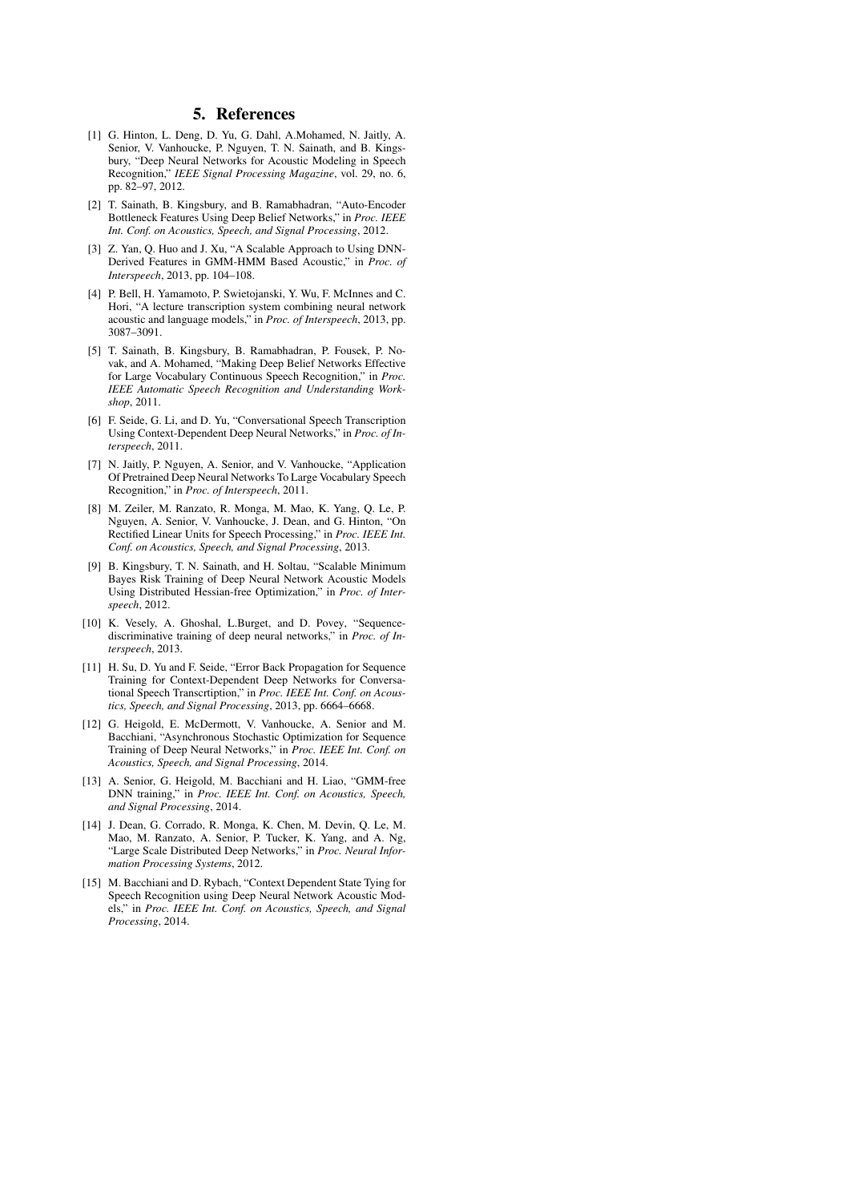## 5. References

[1] G. Hinton, L. Deng, D. Yu, G. Dahl, A.Mohamed, N. Jaitly, A. Senior, V. Vanhoucke, P. Nguyen, T. N. Sainath, and B. Kingsbury, "Deep Neural Networks for Acoustic Modeling in Speech Recognition," *IEEE Signal Processing Magazine*, vol. 29, no. 6, pp. 82–97, 2012.

[2] T. Sainath, B. Kingsbury, and B. Ramabhadran, "Auto-Encoder Bottleneck Features Using Deep Belief Networks," in *Proc. IEEE Int. Conf. on Acoustics, Speech, and Signal Processing*, 2012.

[3] Z. Yan, Q. Huo and J. Xu, "A Scalable Approach to Using DNN-Derived Features in GMM-HMM Based Acoustic," in *Proc. of Interspeech*, 2013, pp. 104–108.

[4] P. Bell, H. Yamamoto, P. Swietojanski, Y. Wu, F. McInnes and C. Hori, "A lecture transcription system combining neural network acoustic and language models," in *Proc. of Interspeech*, 2013, pp. 3087–3091.

[5] T. Sainath, B. Kingsbury, B. Ramabhadran, P. Fousek, P. Novak, and A. Mohamed, "Making Deep Belief Networks Effective for Large Vocabulary Continuous Speech Recognition," in *Proc. IEEE Automatic Speech Recognition and Understanding Workshop*, 2011.

[6] F. Seide, G. Li, and D. Yu, "Conversational Speech Transcription Using Context-Dependent Deep Neural Networks," in *Proc. of Interspeech*, 2011.

[7] N. Jaitly, P. Nguyen, A. Senior, and V. Vanhoucke, "Application Of Pretrained Deep Neural Networks To Large Vocabulary Speech Recognition," in *Proc. of Interspeech*, 2011.

[8] M. Zeiler, M. Ranzato, R. Monga, M. Mao, K. Yang, Q. Le, P. Nguyen, A. Senior, V. Vanhoucke, J. Dean, and G. Hinton, "On Rectified Linear Units for Speech Processing," in *Proc. IEEE Int. Conf. on Acoustics, Speech, and Signal Processing*, 2013.

[9] B. Kingsbury, T. N. Sainath, and H. Soltau, "Scalable Minimum Bayes Risk Training of Deep Neural Network Acoustic Models Using Distributed Hessian-free Optimization," in *Proc. of Interspeech*, 2012.

[10] K. Vesely, A. Ghoshal, L.Burget, and D. Povey, "Sequence-discriminative training of deep neural networks," in *Proc. of Interspeech*, 2013.

[11] H. Su, D. Yu and F. Seide, "Error Back Propagation for Sequence Training for Context-Dependent Deep Networks for Conversational Speech Transcrtiption," in *Proc. IEEE Int. Conf. on Acoustics, Speech, and Signal Processing*, 2013, pp. 6664–6668.

[12] G. Heigold, E. McDermott, V. Vanhoucke, A. Senior and M. Bacchiani, "Asynchronous Stochastic Optimization for Sequence Training of Deep Neural Networks," in *Proc. IEEE Int. Conf. on Acoustics, Speech, and Signal Processing*, 2014.

[13] A. Senior, G. Heigold, M. Bacchiani and H. Liao, "GMM-free DNN training," in *Proc. IEEE Int. Conf. on Acoustics, Speech, and Signal Processing*, 2014.

[14] J. Dean, G. Corrado, R. Monga, K. Chen, M. Devin, Q. Le, M. Mao, M. Ranzato, A. Senior, P. Tucker, K. Yang, and A. Ng, "Large Scale Distributed Deep Networks," in *Proc. Neural Information Processing Systems*, 2012.

[15] M. Bacchiani and D. Rybach, "Context Dependent State Tying for Speech Recognition using Deep Neural Network Acoustic Models," in *Proc. IEEE Int. Conf. on Acoustics, Speech, and Signal Processing*, 2014.